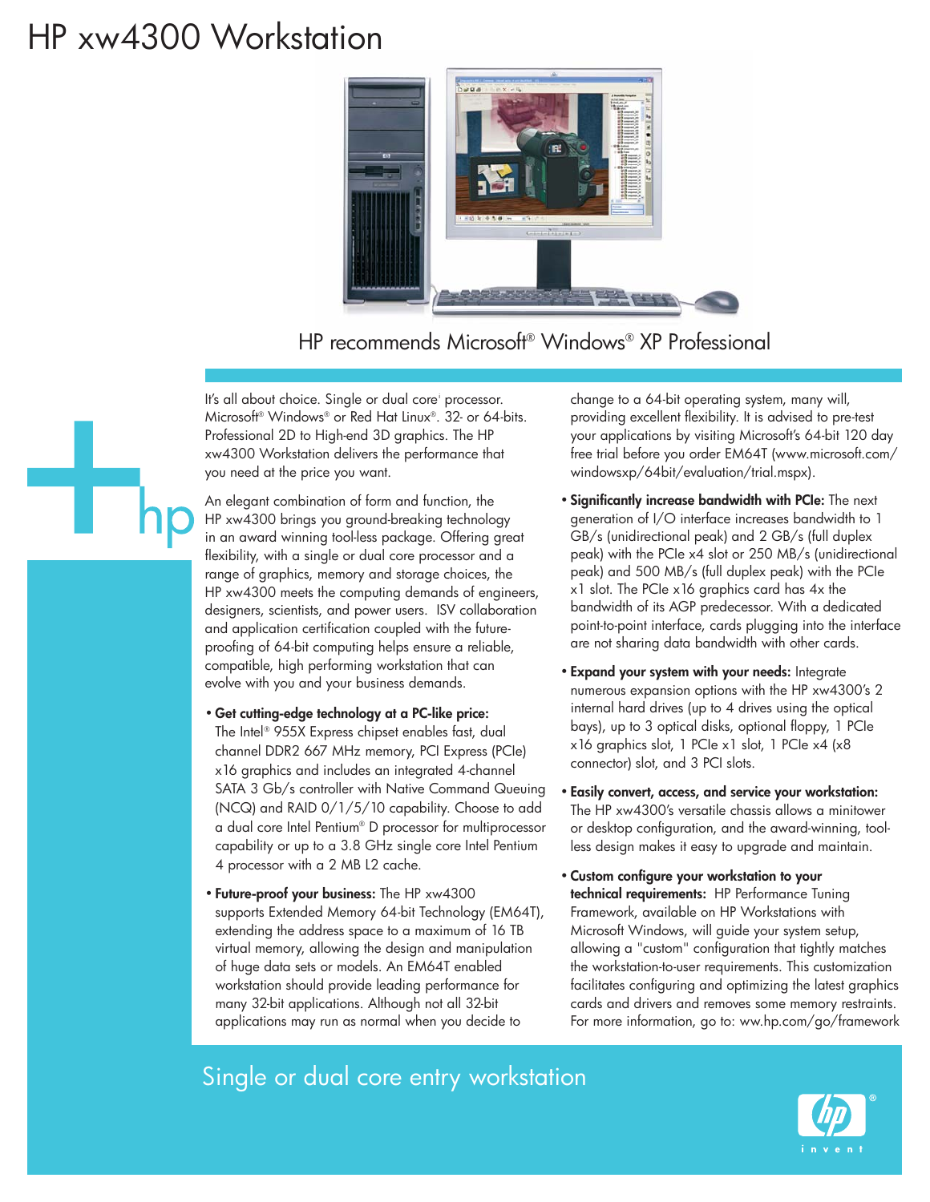# HP xw4300 Workstation

HP recommends Microsoft® Windows® XP Professional

It's all about choice. Single or dual core[i] processor. Microsoft® Windows® or Red Hat Linux®. 32- or 64-bits. Professional 2D to High-end 3D graphics. The HP xw4300 Workstation delivers the performance that you need at the price you want.

An elegant combination of form and function, the HP xw4300 brings you ground-breaking technology in an award winning tool-less package. Offering great flexibility, with a single or dual core processor and a range of graphics, memory and storage choices, the HP xw4300 meets the computing demands of engineers, designers, scientists, and power users. ISV collaboration and application certification coupled with the future-proofing of 64-bit computing helps ensure a reliable, compatible, high performing workstation that can evolve with you and your business demands.

- **Get cutting-edge technology at a PC-like price:** The Intel® 955X Express chipset enables fast, dual channel DDR2 667 MHz memory, PCI Express (PCIe) x16 graphics and includes an integrated 4-channel SATA 3 Gb/s controller with Native Command Queuing (NCQ) and RAID 0/1/5/10 capability. Choose to add a dual core Intel Pentium® D processor for multiprocessor capability or up to a 3.8 GHz single core Intel Pentium 4 processor with a 2 MB L2 cache.

- **Future-proof your business:** The HP xw4300 supports Extended Memory 64-bit Technology (EM64T), extending the address space to a maximum of 16 TB virtual memory, allowing the design and manipulation of huge data sets or models. An EM64T enabled workstation should provide leading performance for many 32-bit applications. Although not all 32-bit applications may run as normal when you decide to change to a 64-bit operating system, many will, providing excellent flexibility. It is advised to pre-test your applications by visiting Microsoft's 64-bit 120 day free trial before you order EM64T (www.microsoft.com/windowsxp/64bit/evaluation/trial.mspx).

- **Significantly increase bandwidth with PCIe:** The next generation of I/O interface increases bandwidth to 1 GB/s (unidirectional peak) and 2 GB/s (full duplex peak) with the PCIe x4 slot or 250 MB/s (unidirectional peak) and 500 MB/s (full duplex peak) with the PCIe x1 slot. The PCIe x16 graphics card has 4x the bandwidth of its AGP predecessor. With a dedicated point-to-point interface, cards plugging into the interface are not sharing data bandwidth with other cards.

- **Expand your system with your needs:** Integrate numerous expansion options with the HP xw4300's 2 internal hard drives (up to 4 drives using the optical bays), up to 3 optical disks, optional floppy, 1 PCIe x16 graphics slot, 1 PCIe x1 slot, 1 PCIe x4 (x8 connector) slot, and 3 PCI slots.

- **Easily convert, access, and service your workstation:** The HP xw4300's versatile chassis allows a minitower or desktop configuration, and the award-winning, tool-less design makes it easy to upgrade and maintain.

- **Custom configure your workstation to your technical requirements:** HP Performance Tuning Framework, available on HP Workstations with Microsoft Windows, will guide your system setup, allowing a "custom" configuration that tightly matches the workstation-to-user requirements. This customization facilitates configuring and optimizing the latest graphics cards and drivers and removes some memory restraints. For more information, go to: ww.hp.com/go/framework

## Single or dual core entry workstation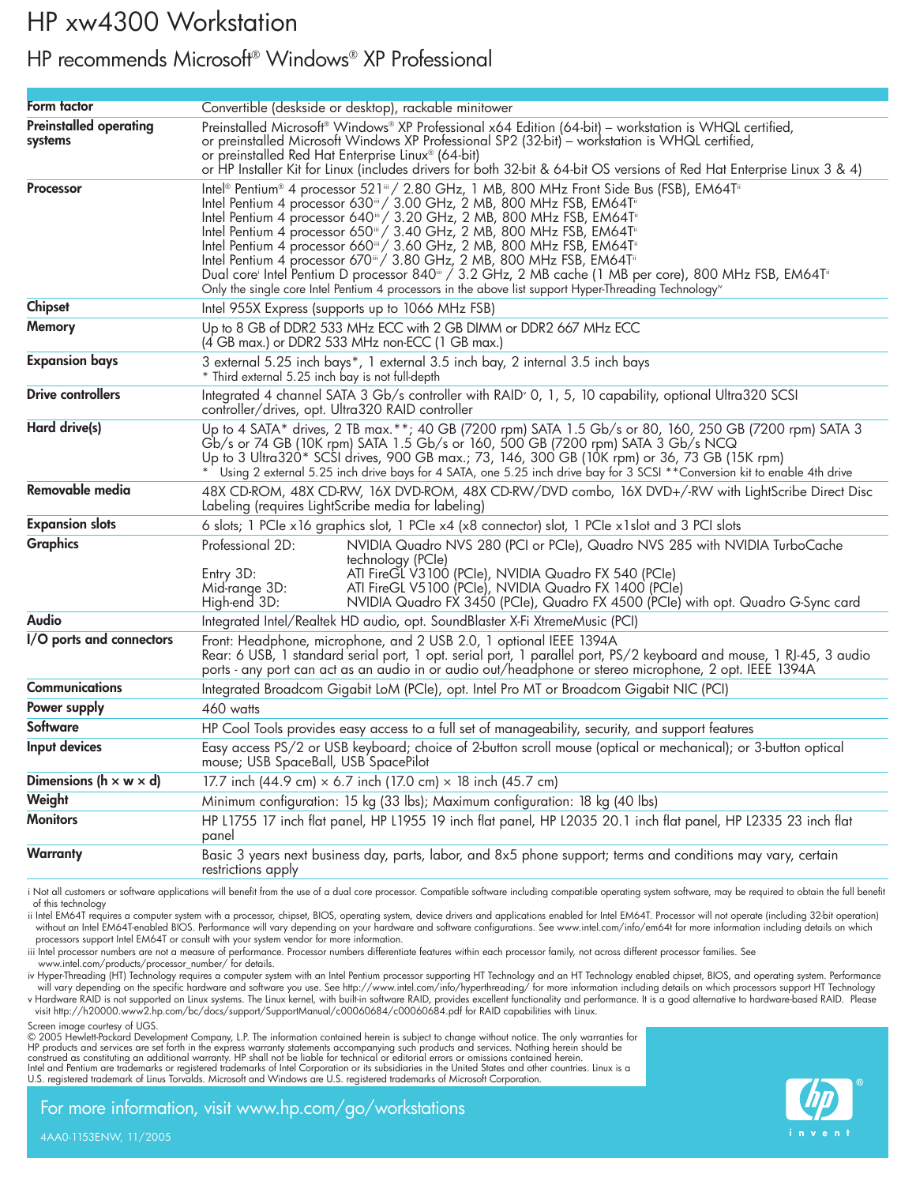# HP xw4300 Workstation

## HP recommends Microsoft® Windows® XP Professional

| | |
|---|---|
| **Form factor** | Convertible (deskside or desktop), rackable minitower |
| **Preinstalled operating systems** | Preinstalled Microsoft® Windows® XP Professional x64 Edition (64-bit) – workstation is WHQL certified, or preinstalled Microsoft Windows XP Professional SP2 (32-bit) – workstation is WHQL certified, or preinstalled Red Hat Enterprise Linux® (64-bit) or HP Installer Kit for Linux (includes drivers for both 32-bit & 64-bit OS versions of Red Hat Enterprise Linux 3 & 4) |
| **Processor** | Intel® Pentium® 4 processor 521[iii] / 2.80 GHz, 1 MB, 800 MHz Front Side Bus (FSB), EM64T[ii]<br>Intel Pentium 4 processor 630[iii] / 3.00 GHz, 2 MB, 800 MHz FSB, EM64T[ii]<br>Intel Pentium 4 processor 640[iii] / 3.20 GHz, 2 MB, 800 MHz FSB, EM64T[ii]<br>Intel Pentium 4 processor 650[iii] / 3.40 GHz, 2 MB, 800 MHz FSB, EM64T[ii]<br>Intel Pentium 4 processor 660[iii] / 3.60 GHz, 2 MB, 800 MHz FSB, EM64T[ii]<br>Intel Pentium 4 processor 670[iii] / 3.80 GHz, 2 MB, 800 MHz FSB, EM64T[ii]<br>Dual core[i] Intel Pentium D processor 840[iii] / 3.2 GHz, 2 MB cache (1 MB per core), 800 MHz FSB, EM64T[ii]<br>Only the single core Intel Pentium 4 processors in the above list support Hyper-Threading Technology[iv] |
| **Chipset** | Intel 955X Express (supports up to 1066 MHz FSB) |
| **Memory** | Up to 8 GB of DDR2 533 MHz ECC with 2 GB DIMM or DDR2 667 MHz ECC (4 GB max.) or DDR2 533 MHz non-ECC (1 GB max.) |
| **Expansion bays** | 3 external 5.25 inch bays*, 1 external 3.5 inch bay, 2 internal 3.5 inch bays<br>* Third external 5.25 inch bay is not full-depth |
| **Drive controllers** | Integrated 4 channel SATA 3 Gb/s controller with RAID[v] 0, 1, 5, 10 capability, optional Ultra320 SCSI controller/drives, opt. Ultra320 RAID controller |
| **Hard drive(s)** | Up to 4 SATA* drives, 2 TB max.**; 40 GB (7200 rpm) SATA 1.5 Gb/s or 80, 160, 250 GB (7200 rpm) SATA 3 Gb/s or 74 GB (10K rpm) SATA 1.5 Gb/s or 160, 500 GB (7200 rpm) SATA 3 Gb/s NCQ<br>Up to 3 Ultra320* SCSI drives, 900 GB max.; 73, 146, 300 GB (10K rpm) or 36, 73 GB (15K rpm)<br>* Using 2 external 5.25 inch drive bays for 4 SATA, one 5.25 inch drive bay for 3 SCSI **Conversion kit to enable 4th drive |
| **Removable media** | 48X CD-ROM, 48X CD-RW, 16X DVD-ROM, 48X CD-RW/DVD combo, 16X DVD+/-RW with LightScribe Direct Disc Labeling (requires LightScribe media for labeling) |
| **Expansion slots** | 6 slots; 1 PCIe x16 graphics slot, 1 PCIe x4 (x8 connector) slot, 1 PCIe x1slot and 3 PCI slots |
| **Graphics** | Professional 2D: NVIDIA Quadro NVS 280 (PCI or PCIe), Quadro NVS 285 with NVIDIA TurboCache technology (PCIe)<br>Entry 3D: ATI FireGL V3100 (PCIe), NVIDIA Quadro FX 540 (PCIe)<br>Mid-range 3D: ATI FireGL V5100 (PCIe), NVIDIA Quadro FX 1400 (PCIe)<br>High-end 3D: NVIDIA Quadro FX 3450 (PCIe), Quadro FX 4500 (PCIe) with opt. Quadro G-Sync card |
| **Audio** | Integrated Intel/Realtek HD audio, opt. SoundBlaster X-Fi XtremeMusic (PCI) |
| **I/O ports and connectors** | Front: Headphone, microphone, and 2 USB 2.0, 1 optional IEEE 1394A<br>Rear: 6 USB, 1 standard serial port, 1 opt. serial port, 1 parallel port, PS/2 keyboard and mouse, 1 RJ-45, 3 audio ports - any port can act as an audio in or audio out/headphone or stereo microphone, 2 opt. IEEE 1394A |
| **Communications** | Integrated Broadcom Gigabit LoM (PCIe), opt. Intel Pro MT or Broadcom Gigabit NIC (PCI) |
| **Power supply** | 460 watts |
| **Software** | HP Cool Tools provides easy access to a full set of manageability, security, and support features |
| **Input devices** | Easy access PS/2 or USB keyboard; choice of 2-button scroll mouse (optical or mechanical); or 3-button optical mouse; USB SpaceBall, USB SpacePilot |
| **Dimensions (h × w × d)** | 17.7 inch (44.9 cm) × 6.7 inch (17.0 cm) × 18 inch (45.7 cm) |
| **Weight** | Minimum configuration: 15 kg (33 lbs); Maximum configuration: 18 kg (40 lbs) |
| **Monitors** | HP L1755 17 inch flat panel, HP L1955 19 inch flat panel, HP L2035 20.1 inch flat panel, HP L2335 23 inch flat panel |
| **Warranty** | Basic 3 years next business day, parts, labor, and 8x5 phone support; terms and conditions may vary, certain restrictions apply |

i Not all customers or software applications will benefit from the use of a dual core processor. Compatible software including compatible operating system software, may be required to obtain the full benefit of this technology

ii Intel EM64T requires a computer system with a processor, chipset, BIOS, operating system, device drivers and applications enabled for Intel EM64T. Processor will not operate (including 32-bit operation) without an Intel EM64T-enabled BIOS. Performance will vary depending on your hardware and software configurations. See www.intel.com/info/em64t for more information including details on which processors support Intel EM64T or consult with your system vendor for more information.

iii Intel processor numbers are not a measure of performance. Processor numbers differentiate features within each processor family, not across different processor families. See www.intel.com/products/processor_number/ for details.

iv Hyper-Threading (HT) Technology requires a computer system with an Intel Pentium processor supporting HT Technology and an HT Technology enabled chipset, BIOS, and operating system. Performance will vary depending on the specific hardware and software you use. See http://www.intel.com/info/hyperthreading/ for more information including details on which processors support HT Technology

v Hardware RAID is not supported on Linux systems. The Linux kernel, with built-in software RAID, provides excellent functionality and performance. It is a good alternative to hardware-based RAID. Please visit http://h20000.www2.hp.com/bc/docs/support/SupportManual/c00060684/c00060684.pdf for RAID capabilities with Linux.

Screen image courtesy of UGS.

© 2005 Hewlett-Packard Development Company, L.P. The information contained herein is subject to change without notice. The only warranties for HP products and services are set forth in the express warranty statements accompanying such products and services. Nothing herein should be construed as constituting an additional warranty. HP shall not be liable for technical or editorial errors or omissions contained herein.
Intel and Pentium are trademarks or registered trademarks of Intel Corporation or its subsidiaries in the United States and other countries. Linux is a U.S. registered trademark of Linus Torvalds. Microsoft and Windows are U.S. registered trademarks of Microsoft Corporation.

For more information, visit www.hp.com/go/workstations

4AA0-1153ENW, 11/2005

invent